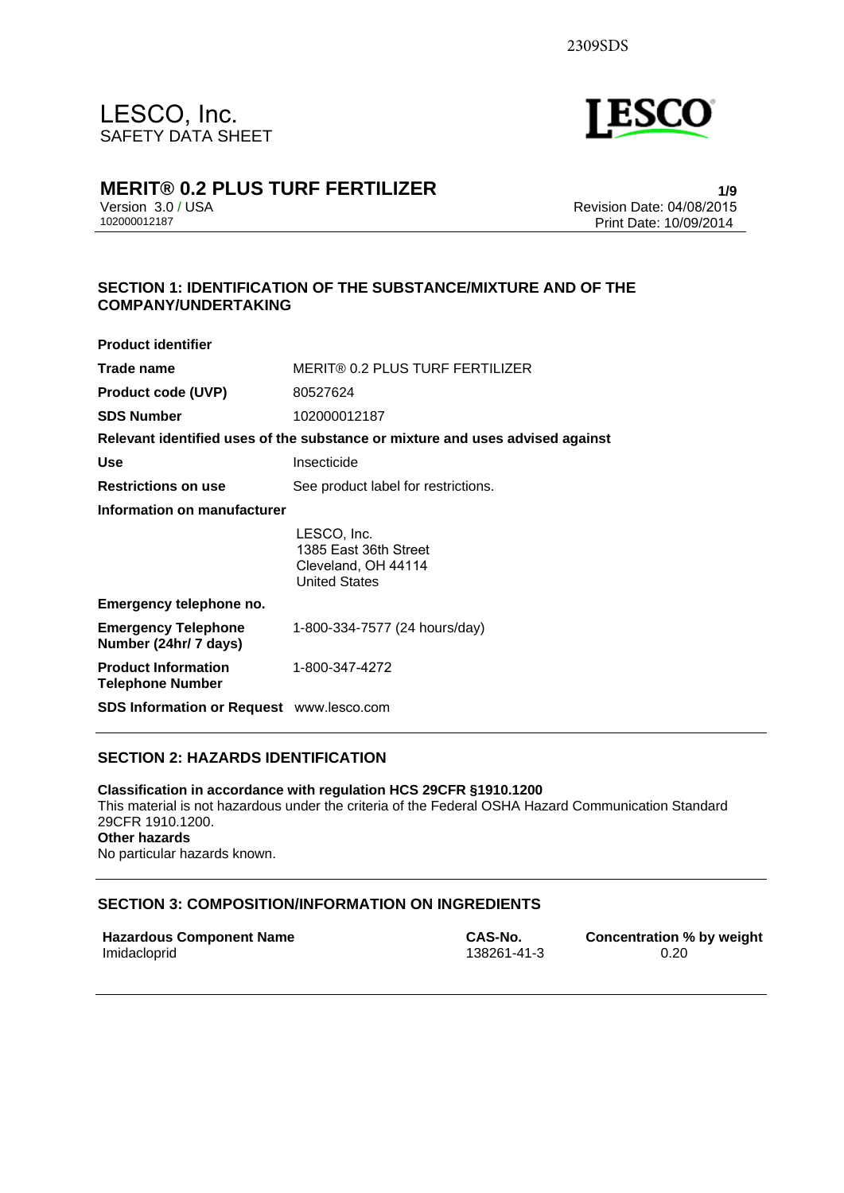2309SDS

# LESCO, Inc.
SAFETY DATA SHEET

## MERIT® 0.2 PLUS TURF FERTILIZER

Version 3.0 / USA
102000012187

Revision Date: 04/08/2015
Print Date: 10/09/2014

## SECTION 1: IDENTIFICATION OF THE SUBSTANCE/MIXTURE AND OF THE COMPANY/UNDERTAKING

**Product identifier**

| | |
|---|---|
| **Trade name** | MERIT® 0.2 PLUS TURF FERTILIZER |
| **Product code (UVP)** | 80527624 |
| **SDS Number** | 102000012187 |

**Relevant identified uses of the substance or mixture and uses advised against**

| | |
|---|---|
| **Use** | Insecticide |
| **Restrictions on use** | See product label for restrictions. |

**Information on manufacturer**

LESCO, Inc.
1385 East 36th Street
Cleveland, OH 44114
United States

**Emergency telephone no.**

| | |
|---|---|
| **Emergency Telephone Number (24hr/ 7 days)** | 1-800-334-7577 (24 hours/day) |
| **Product Information Telephone Number** | 1-800-347-4272 |
| **SDS Information or Request** | www.lesco.com |

## SECTION 2: HAZARDS IDENTIFICATION

**Classification in accordance with regulation HCS 29CFR §1910.1200**
This material is not hazardous under the criteria of the Federal OSHA Hazard Communication Standard 29CFR 1910.1200.
**Other hazards**
No particular hazards known.

## SECTION 3: COMPOSITION/INFORMATION ON INGREDIENTS

| Hazardous Component Name | CAS-No. | Concentration % by weight |
|---|---|---|
| Imidacloprid | 138261-41-3 | 0.20 |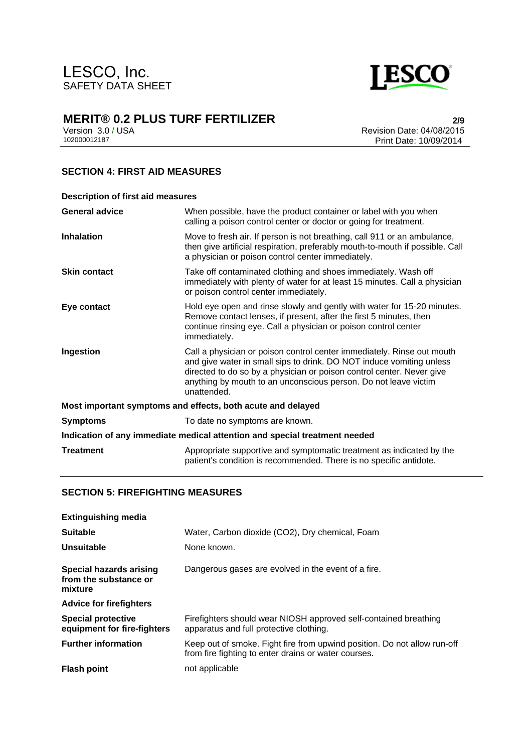## SECTION 4: FIRST AID MEASURES

**Description of first aid measures**

| | |
|---|---|
| **General advice** | When possible, have the product container or label with you when calling a poison control center or doctor or going for treatment. |
| **Inhalation** | Move to fresh air. If person is not breathing, call 911 or an ambulance, then give artificial respiration, preferably mouth-to-mouth if possible. Call a physician or poison control center immediately. |
| **Skin contact** | Take off contaminated clothing and shoes immediately. Wash off immediately with plenty of water for at least 15 minutes. Call a physician or poison control center immediately. |
| **Eye contact** | Hold eye open and rinse slowly and gently with water for 15-20 minutes. Remove contact lenses, if present, after the first 5 minutes, then continue rinsing eye. Call a physician or poison control center immediately. |
| **Ingestion** | Call a physician or poison control center immediately. Rinse out mouth and give water in small sips to drink. DO NOT induce vomiting unless directed to do so by a physician or poison control center. Never give anything by mouth to an unconscious person. Do not leave victim unattended. |

**Most important symptoms and effects, both acute and delayed**

| | |
|---|---|
| **Symptoms** | To date no symptoms are known. |

**Indication of any immediate medical attention and special treatment needed**

| | |
|---|---|
| **Treatment** | Appropriate supportive and symptomatic treatment as indicated by the patient's condition is recommended. There is no specific antidote. |

## SECTION 5: FIREFIGHTING MEASURES

**Extinguishing media**

| | |
|---|---|
| **Suitable** | Water, Carbon dioxide ($CO_2$), Dry chemical, Foam |
| **Unsuitable** | None known. |
| **Special hazards arising from the substance or mixture** | Dangerous gases are evolved in the event of a fire. |

**Advice for firefighters**

| | |
|---|---|
| **Special protective equipment for fire-fighters** | Firefighters should wear NIOSH approved self-contained breathing apparatus and full protective clothing. |
| **Further information** | Keep out of smoke. Fight fire from upwind position. Do not allow run-off from fire fighting to enter drains or water courses. |
| **Flash point** | not applicable |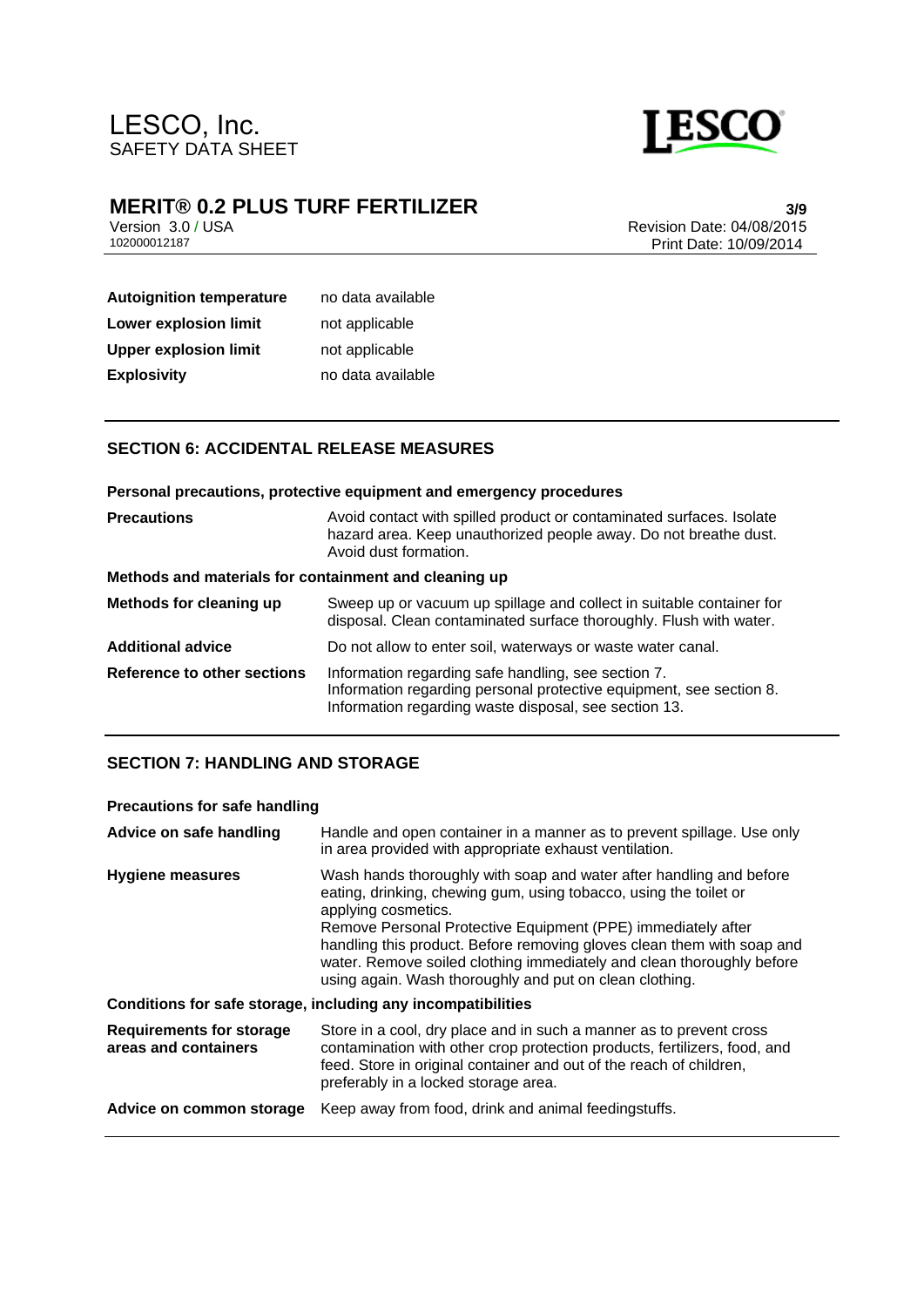| | |
|---|---|
| **Autoignition temperature** | no data available |
| **Lower explosion limit** | not applicable |
| **Upper explosion limit** | not applicable |
| **Explosivity** | no data available |

## SECTION 6: ACCIDENTAL RELEASE MEASURES

**Personal precautions, protective equipment and emergency procedures**

| | |
|---|---|
| **Precautions** | Avoid contact with spilled product or contaminated surfaces. Isolate hazard area. Keep unauthorized people away. Do not breathe dust. Avoid dust formation. |

**Methods and materials for containment and cleaning up**

| | |
|---|---|
| **Methods for cleaning up** | Sweep up or vacuum up spillage and collect in suitable container for disposal. Clean contaminated surface thoroughly. Flush with water. |
| **Additional advice** | Do not allow to enter soil, waterways or waste water canal. |
| **Reference to other sections** | Information regarding safe handling, see section 7.<br>Information regarding personal protective equipment, see section 8.<br>Information regarding waste disposal, see section 13. |

## SECTION 7: HANDLING AND STORAGE

**Precautions for safe handling**

| | |
|---|---|
| **Advice on safe handling** | Handle and open container in a manner as to prevent spillage. Use only in area provided with appropriate exhaust ventilation. |
| **Hygiene measures** | Wash hands thoroughly with soap and water after handling and before eating, drinking, chewing gum, using tobacco, using the toilet or applying cosmetics.<br>Remove Personal Protective Equipment (PPE) immediately after handling this product. Before removing gloves clean them with soap and water. Remove soiled clothing immediately and clean thoroughly before using again. Wash thoroughly and put on clean clothing. |

**Conditions for safe storage, including any incompatibilities**

| | |
|---|---|
| **Requirements for storage areas and containers** | Store in a cool, dry place and in such a manner as to prevent cross contamination with other crop protection products, fertilizers, food, and feed. Store in original container and out of the reach of children, preferably in a locked storage area. |
| **Advice on common storage** | Keep away from food, drink and animal feedingstuffs. |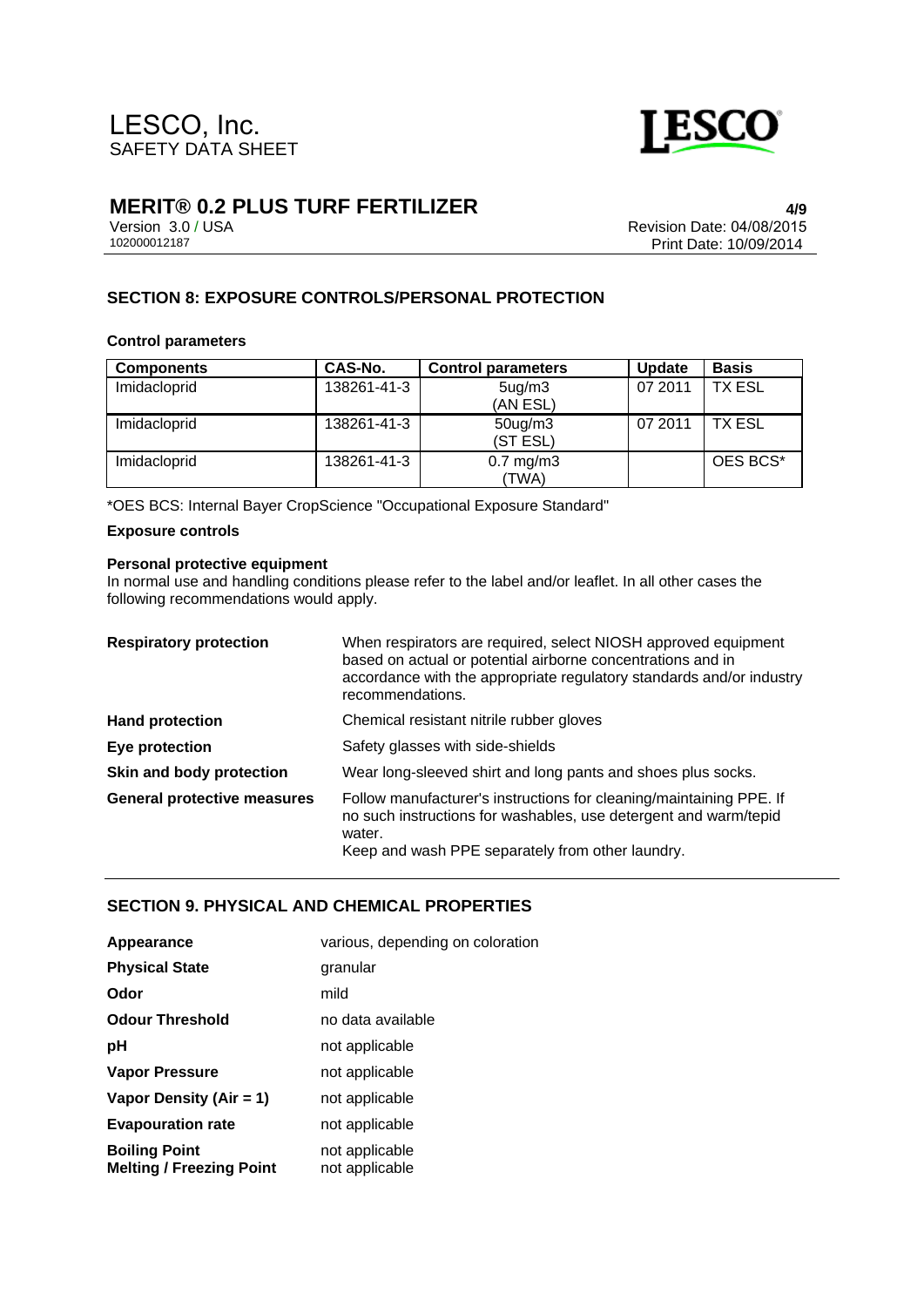## SECTION 8: EXPOSURE CONTROLS/PERSONAL PROTECTION

### Control parameters

| Components | CAS-No. | Control parameters | Update | Basis |
|---|---|---|---|---|
| Imidacloprid | 138261-41-3 | 5ug/m3 (AN ESL) | 07 2011 | TX ESL |
| Imidacloprid | 138261-41-3 | 50ug/m3 (ST ESL) | 07 2011 | TX ESL |
| Imidacloprid | 138261-41-3 | 0.7 mg/m3 (TWA) | | OES BCS* |

*OES BCS: Internal Bayer CropScience "Occupational Exposure Standard"

### Exposure controls

**Personal protective equipment**

In normal use and handling conditions please refer to the label and/or leaflet. In all other cases the following recommendations would apply.

**Respiratory protection** When respirators are required, select NIOSH approved equipment based on actual or potential airborne concentrations and in accordance with the appropriate regulatory standards and/or industry recommendations.

**Hand protection** Chemical resistant nitrile rubber gloves

**Eye protection** Safety glasses with side-shields

**Skin and body protection** Wear long-sleeved shirt and long pants and shoes plus socks.

**General protective measures** Follow manufacturer's instructions for cleaning/maintaining PPE. If no such instructions for washables, use detergent and warm/tepid water.
Keep and wash PPE separately from other laundry.

## SECTION 9. PHYSICAL AND CHEMICAL PROPERTIES

**Appearance** various, depending on coloration

**Physical State** granular

**Odor** mild

**Odour Threshold** no data available

**pH** not applicable

**Vapor Pressure** not applicable

**Vapor Density (Air = 1)** not applicable

**Evapouration rate** not applicable

**Boiling Point** not applicable

**Melting / Freezing Point** not applicable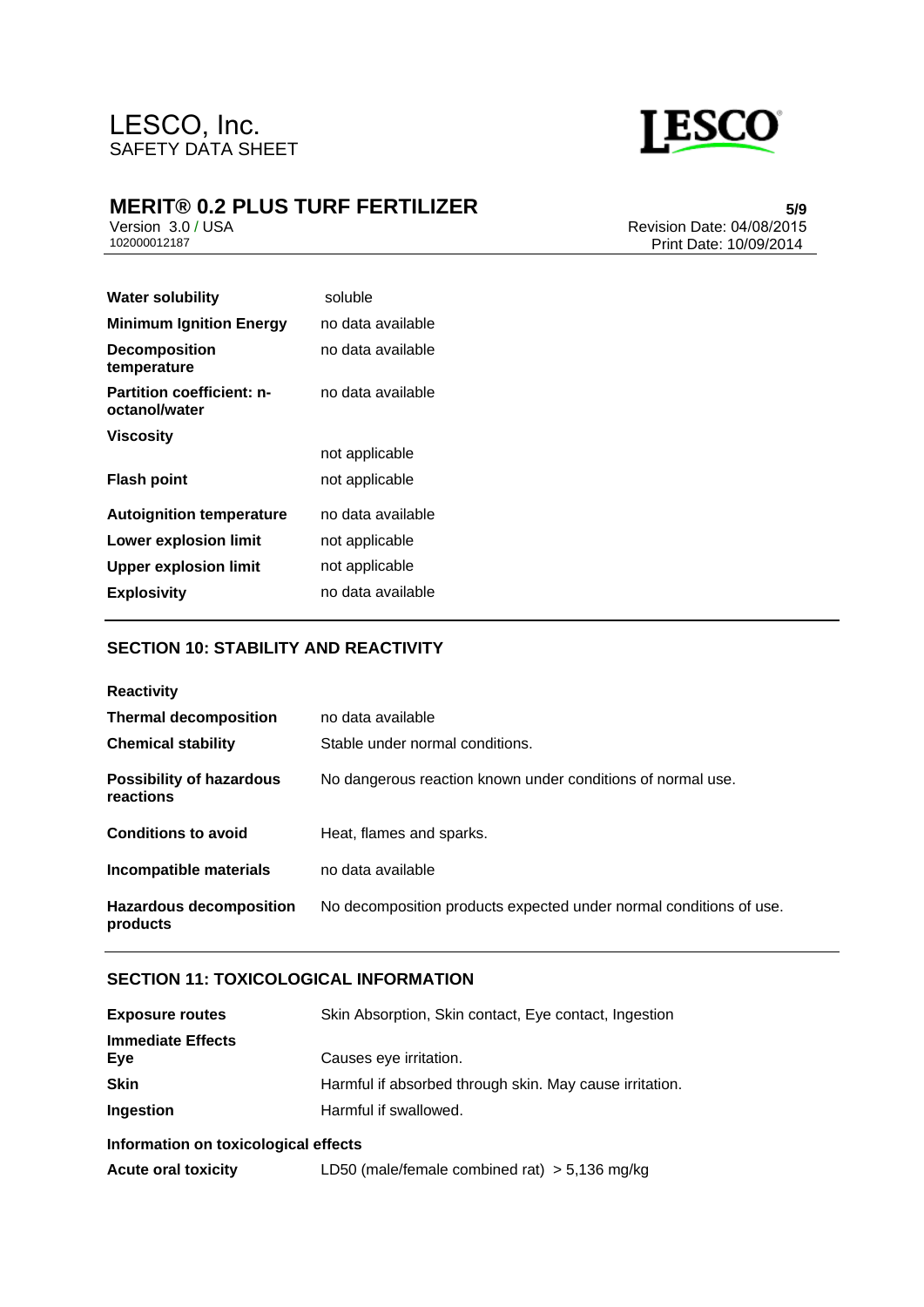| | |
|---|---|
| **Water solubility** | soluble |
| **Minimum Ignition Energy** | no data available |
| **Decomposition temperature** | no data available |
| **Partition coefficient: n-octanol/water** | no data available |
| **Viscosity** | not applicable |
| **Flash point** | not applicable |
| **Autoignition temperature** | no data available |
| **Lower explosion limit** | not applicable |
| **Upper explosion limit** | not applicable |
| **Explosivity** | no data available |

## SECTION 10: STABILITY AND REACTIVITY

**Reactivity**

| | |
|---|---|
| **Thermal decomposition** | no data available |
| **Chemical stability** | Stable under normal conditions. |
| **Possibility of hazardous reactions** | No dangerous reaction known under conditions of normal use. |
| **Conditions to avoid** | Heat, flames and sparks. |
| **Incompatible materials** | no data available |
| **Hazardous decomposition products** | No decomposition products expected under normal conditions of use. |

## SECTION 11: TOXICOLOGICAL INFORMATION

| | |
|---|---|
| **Exposure routes** | Skin Absorption, Skin contact, Eye contact, Ingestion |

**Immediate Effects**

| | |
|---|---|
| **Eye** | Causes eye irritation. |
| **Skin** | Harmful if absorbed through skin. May cause irritation. |
| **Ingestion** | Harmful if swallowed. |

**Information on toxicological effects**

| | |
|---|---|
| **Acute oral toxicity** | LD50 (male/female combined rat) > 5,136 mg/kg |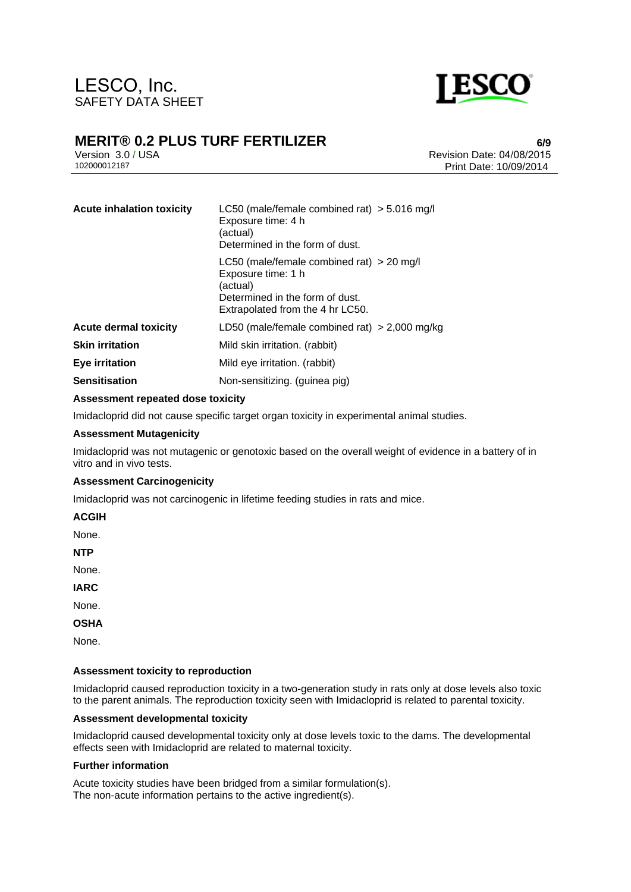| | |
|---|---|
| **Acute inhalation toxicity** | LC50 (male/female combined rat) > 5.016 mg/l<br>Exposure time: 4 h<br>(actual)<br>Determined in the form of dust. |
| | LC50 (male/female combined rat) > 20 mg/l<br>Exposure time: 1 h<br>(actual)<br>Determined in the form of dust.<br>Extrapolated from the 4 hr LC50. |
| **Acute dermal toxicity** | LD50 (male/female combined rat) > 2,000 mg/kg |
| **Skin irritation** | Mild skin irritation. (rabbit) |
| **Eye irritation** | Mild eye irritation. (rabbit) |
| **Sensitisation** | Non-sensitizing. (guinea pig) |

**Assessment repeated dose toxicity**

Imidacloprid did not cause specific target organ toxicity in experimental animal studies.

**Assessment Mutagenicity**

Imidacloprid was not mutagenic or genotoxic based on the overall weight of evidence in a battery of in vitro and in vivo tests.

**Assessment Carcinogenicity**

Imidacloprid was not carcinogenic in lifetime feeding studies in rats and mice.

**ACGIH**

None.

**NTP**

None.

**IARC**

None.

**OSHA**

None.

**Assessment toxicity to reproduction**

Imidacloprid caused reproduction toxicity in a two-generation study in rats only at dose levels also toxic to the parent animals. The reproduction toxicity seen with Imidacloprid is related to parental toxicity.

**Assessment developmental toxicity**

Imidacloprid caused developmental toxicity only at dose levels toxic to the dams. The developmental effects seen with Imidacloprid are related to maternal toxicity.

**Further information**

Acute toxicity studies have been bridged from a similar formulation(s).
The non-acute information pertains to the active ingredient(s).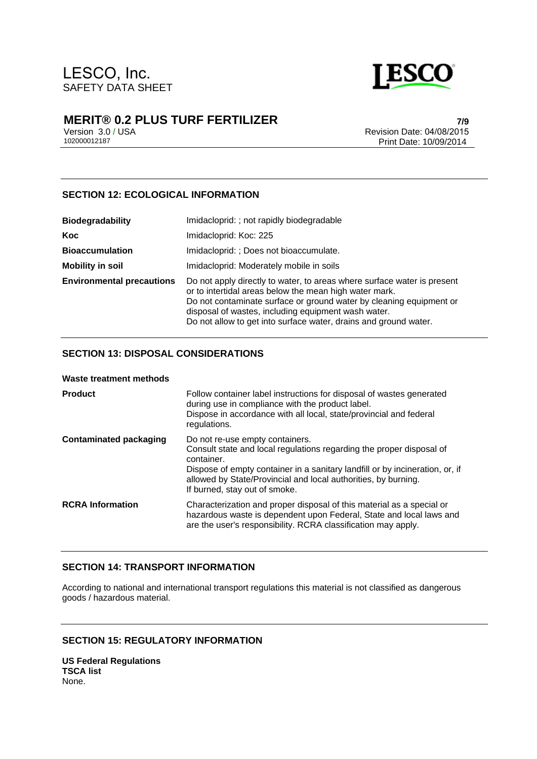## SECTION 12: ECOLOGICAL INFORMATION

| | |
|---|---|
| **Biodegradability** | Imidacloprid: ; not rapidly biodegradable |
| **Koc** | Imidacloprid: Koc: 225 |
| **Bioaccumulation** | Imidacloprid: ; Does not bioaccumulate. |
| **Mobility in soil** | Imidacloprid: Moderately mobile in soils |
| **Environmental precautions** | Do not apply directly to water, to areas where surface water is present or to intertidal areas below the mean high water mark.<br>Do not contaminate surface or ground water by cleaning equipment or disposal of wastes, including equipment wash water.<br>Do not allow to get into surface water, drains and ground water. |

## SECTION 13: DISPOSAL CONSIDERATIONS

**Waste treatment methods**

| | |
|---|---|
| **Product** | Follow container label instructions for disposal of wastes generated during use in compliance with the product label.<br>Dispose in accordance with all local, state/provincial and federal regulations. |
| **Contaminated packaging** | Do not re-use empty containers.<br>Consult state and local regulations regarding the proper disposal of container.<br>Dispose of empty container in a sanitary landfill or by incineration, or, if allowed by State/Provincial and local authorities, by burning.<br>If burned, stay out of smoke. |
| **RCRA Information** | Characterization and proper disposal of this material as a special or hazardous waste is dependent upon Federal, State and local laws and are the user's responsibility. RCRA classification may apply. |

## SECTION 14: TRANSPORT INFORMATION

According to national and international transport regulations this material is not classified as dangerous goods / hazardous material.

## SECTION 15: REGULATORY INFORMATION

**US Federal Regulations**
**TSCA list**
None.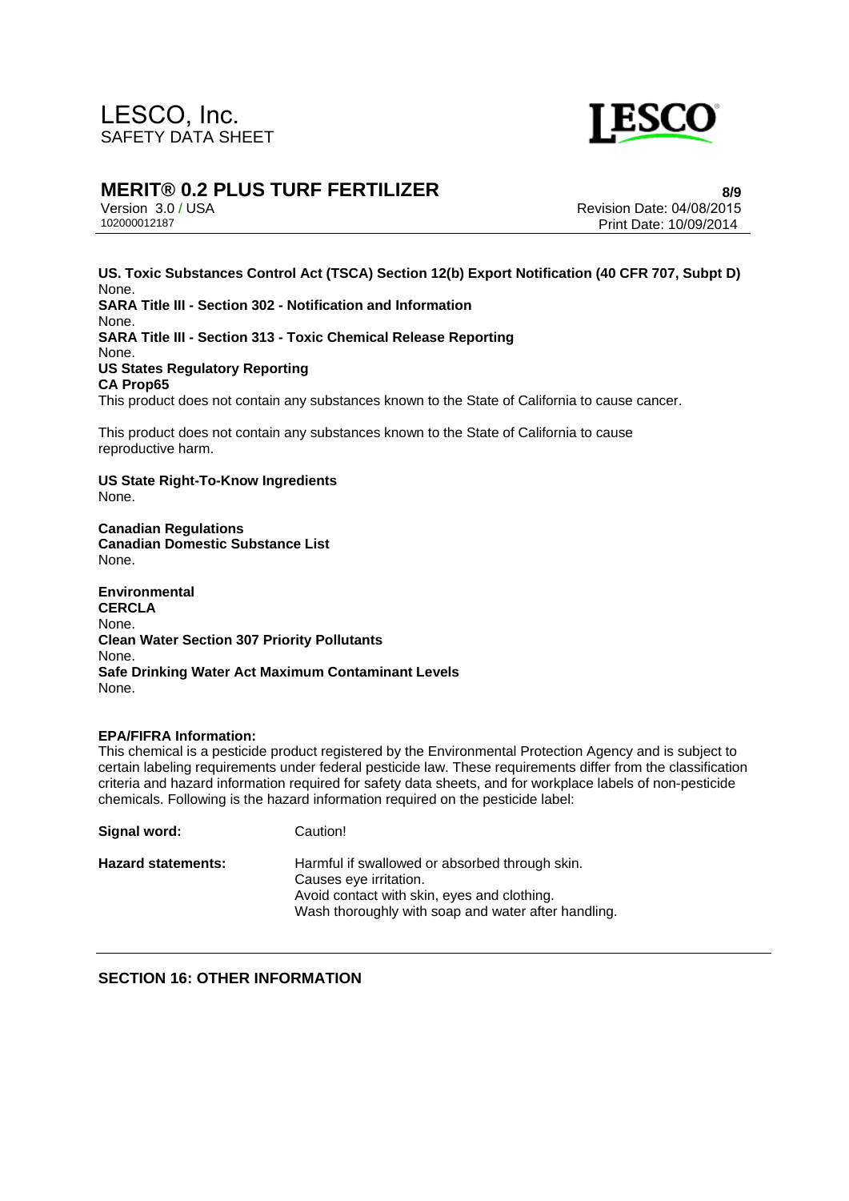**US. Toxic Substances Control Act (TSCA) Section 12(b) Export Notification (40 CFR 707, Subpt D)**
None.

**SARA Title III - Section 302 - Notification and Information**
None.

**SARA Title III - Section 313 - Toxic Chemical Release Reporting**
None.

**US States Regulatory Reporting**

**CA Prop65**
This product does not contain any substances known to the State of California to cause cancer.

This product does not contain any substances known to the State of California to cause reproductive harm.

**US State Right-To-Know Ingredients**
None.

**Canadian Regulations**

**Canadian Domestic Substance List**
None.

**Environmental**

**CERCLA**
None.

**Clean Water Section 307 Priority Pollutants**
None.

**Safe Drinking Water Act Maximum Contaminant Levels**
None.

**EPA/FIFRA Information:**
This chemical is a pesticide product registered by the Environmental Protection Agency and is subject to certain labeling requirements under federal pesticide law. These requirements differ from the classification criteria and hazard information required for safety data sheets, and for workplace labels of non-pesticide chemicals. Following is the hazard information required on the pesticide label:

| | |
|---|---|
| **Signal word:** | Caution! |
| **Hazard statements:** | Harmful if swallowed or absorbed through skin.<br>Causes eye irritation.<br>Avoid contact with skin, eyes and clothing.<br>Wash thoroughly with soap and water after handling. |

## SECTION 16: OTHER INFORMATION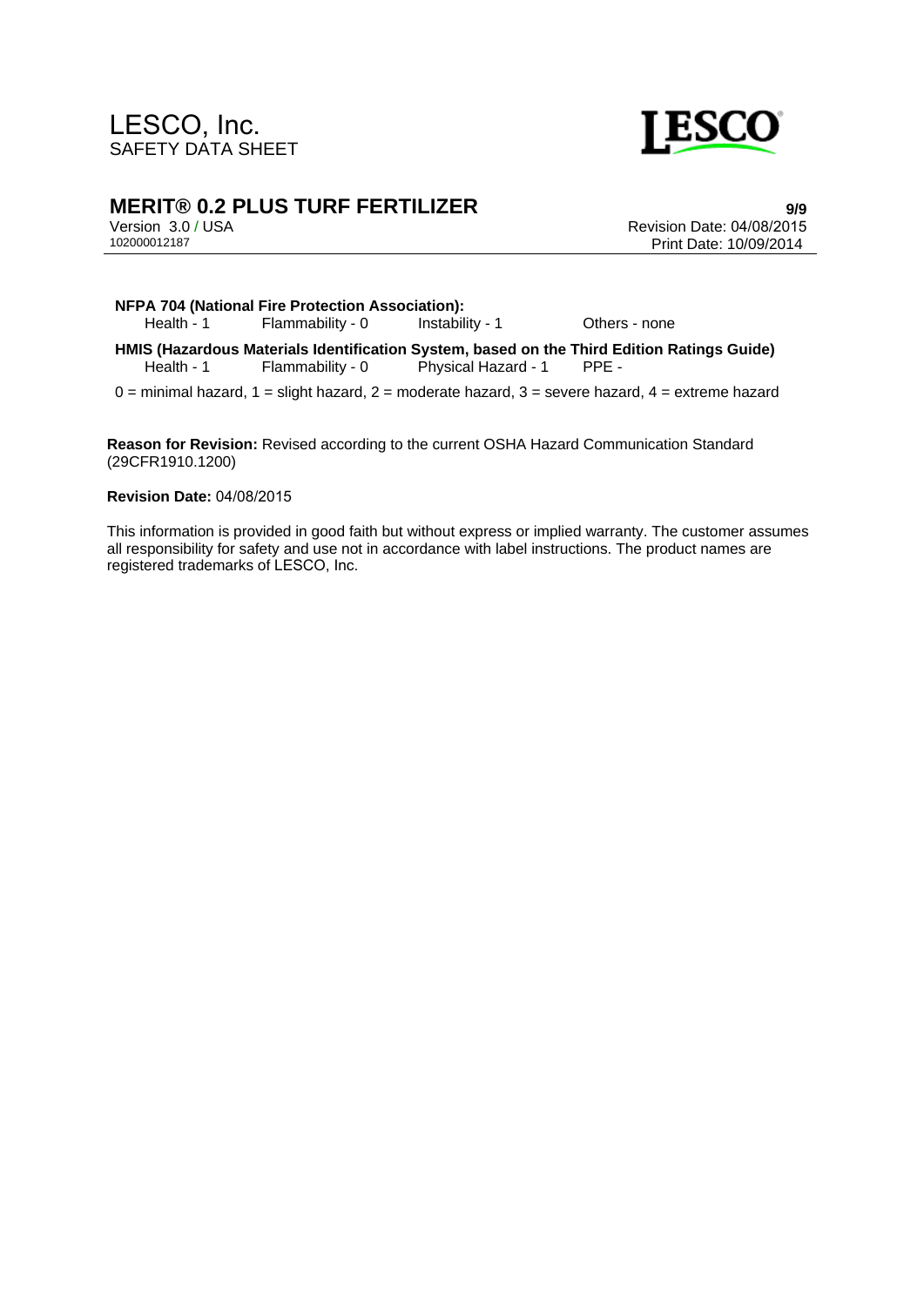**NFPA 704 (National Fire Protection Association):**

| | | | |
|---|---|---|---|
| Health - 1 | Flammability - 0 | Instability - 1 | Others - none |

**HMIS (Hazardous Materials Identification System, based on the Third Edition Ratings Guide)**

| | | | |
|---|---|---|---|
| Health - 1 | Flammability - 0 | Physical Hazard - 1 | PPE - |

0 = minimal hazard, 1 = slight hazard, 2 = moderate hazard, 3 = severe hazard, 4 = extreme hazard

**Reason for Revision:** Revised according to the current OSHA Hazard Communication Standard (29CFR1910.1200)

**Revision Date:** 04/08/2015

This information is provided in good faith but without express or implied warranty. The customer assumes all responsibility for safety and use not in accordance with label instructions. The product names are registered trademarks of LESCO, Inc.